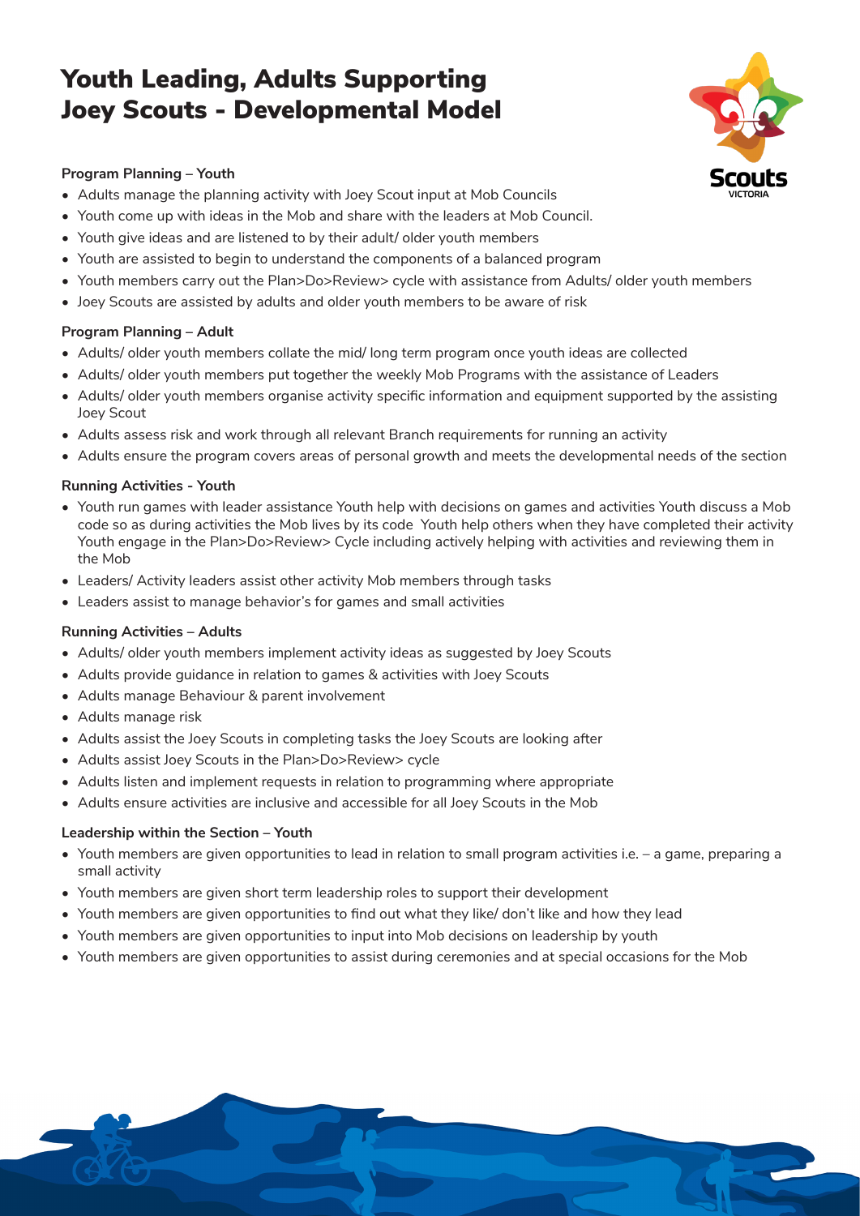# Youth Leading, Adults Supporting
# Joey Scouts - Developmental Model

**Program Planning – Youth**

- Adults manage the planning activity with Joey Scout input at Mob Councils
- Youth come up with ideas in the Mob and share with the leaders at Mob Council.
- Youth give ideas and are listened to by their adult/ older youth members
- Youth are assisted to begin to understand the components of a balanced program
- Youth members carry out the Plan>Do>Review> cycle with assistance from Adults/ older youth members
- Joey Scouts are assisted by adults and older youth members to be aware of risk

**Program Planning – Adult**

- Adults/ older youth members collate the mid/ long term program once youth ideas are collected
- Adults/ older youth members put together the weekly Mob Programs with the assistance of Leaders
- Adults/ older youth members organise activity specific information and equipment supported by the assisting Joey Scout
- Adults assess risk and work through all relevant Branch requirements for running an activity
- Adults ensure the program covers areas of personal growth and meets the developmental needs of the section

**Running Activities - Youth**

- Youth run games with leader assistance Youth help with decisions on games and activities Youth discuss a Mob code so as during activities the Mob lives by its code Youth help others when they have completed their activity Youth engage in the Plan>Do>Review> Cycle including actively helping with activities and reviewing them in the Mob
- Leaders/ Activity leaders assist other activity Mob members through tasks
- Leaders assist to manage behavior's for games and small activities

**Running Activities – Adults**

- Adults/ older youth members implement activity ideas as suggested by Joey Scouts
- Adults provide guidance in relation to games & activities with Joey Scouts
- Adults manage Behaviour & parent involvement
- Adults manage risk
- Adults assist the Joey Scouts in completing tasks the Joey Scouts are looking after
- Adults assist Joey Scouts in the Plan>Do>Review> cycle
- Adults listen and implement requests in relation to programming where appropriate
- Adults ensure activities are inclusive and accessible for all Joey Scouts in the Mob

**Leadership within the Section – Youth**

- Youth members are given opportunities to lead in relation to small program activities i.e. – a game, preparing a small activity
- Youth members are given short term leadership roles to support their development
- Youth members are given opportunities to find out what they like/ don't like and how they lead
- Youth members are given opportunities to input into Mob decisions on leadership by youth
- Youth members are given opportunities to assist during ceremonies and at special occasions for the Mob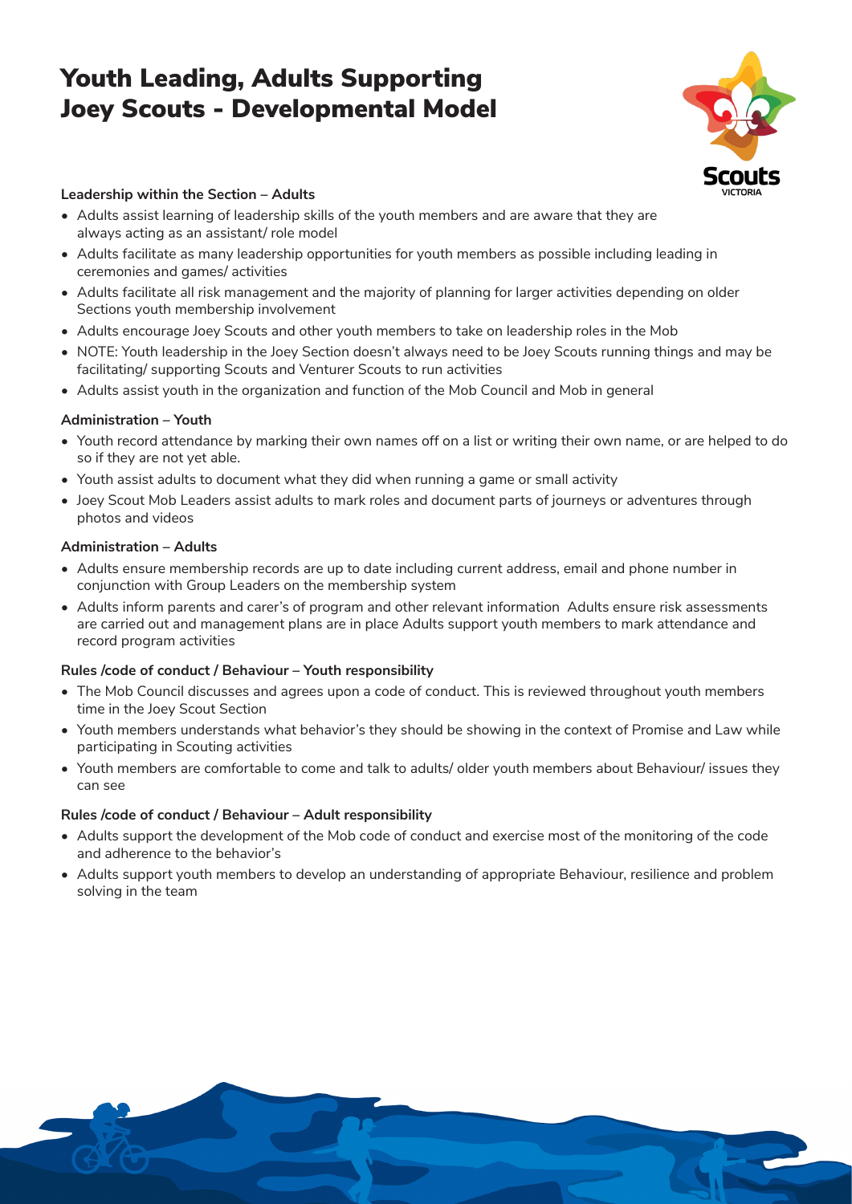# Youth Leading, Adults Supporting Joey Scouts - Developmental Model

**Leadership within the Section – Adults**

- Adults assist learning of leadership skills of the youth members and are aware that they are always acting as an assistant/ role model
- Adults facilitate as many leadership opportunities for youth members as possible including leading in ceremonies and games/ activities
- Adults facilitate all risk management and the majority of planning for larger activities depending on older Sections youth membership involvement
- Adults encourage Joey Scouts and other youth members to take on leadership roles in the Mob
- NOTE: Youth leadership in the Joey Section doesn't always need to be Joey Scouts running things and may be facilitating/ supporting Scouts and Venturer Scouts to run activities
- Adults assist youth in the organization and function of the Mob Council and Mob in general

**Administration – Youth**

- Youth record attendance by marking their own names off on a list or writing their own name, or are helped to do so if they are not yet able.
- Youth assist adults to document what they did when running a game or small activity
- Joey Scout Mob Leaders assist adults to mark roles and document parts of journeys or adventures through photos and videos

**Administration – Adults**

- Adults ensure membership records are up to date including current address, email and phone number in conjunction with Group Leaders on the membership system
- Adults inform parents and carer's of program and other relevant information Adults ensure risk assessments are carried out and management plans are in place Adults support youth members to mark attendance and record program activities

**Rules /code of conduct / Behaviour – Youth responsibility**

- The Mob Council discusses and agrees upon a code of conduct. This is reviewed throughout youth members time in the Joey Scout Section
- Youth members understands what behavior's they should be showing in the context of Promise and Law while participating in Scouting activities
- Youth members are comfortable to come and talk to adults/ older youth members about Behaviour/ issues they can see

**Rules /code of conduct / Behaviour – Adult responsibility**

- Adults support the development of the Mob code of conduct and exercise most of the monitoring of the code and adherence to the behavior's
- Adults support youth members to develop an understanding of appropriate Behaviour, resilience and problem solving in the team